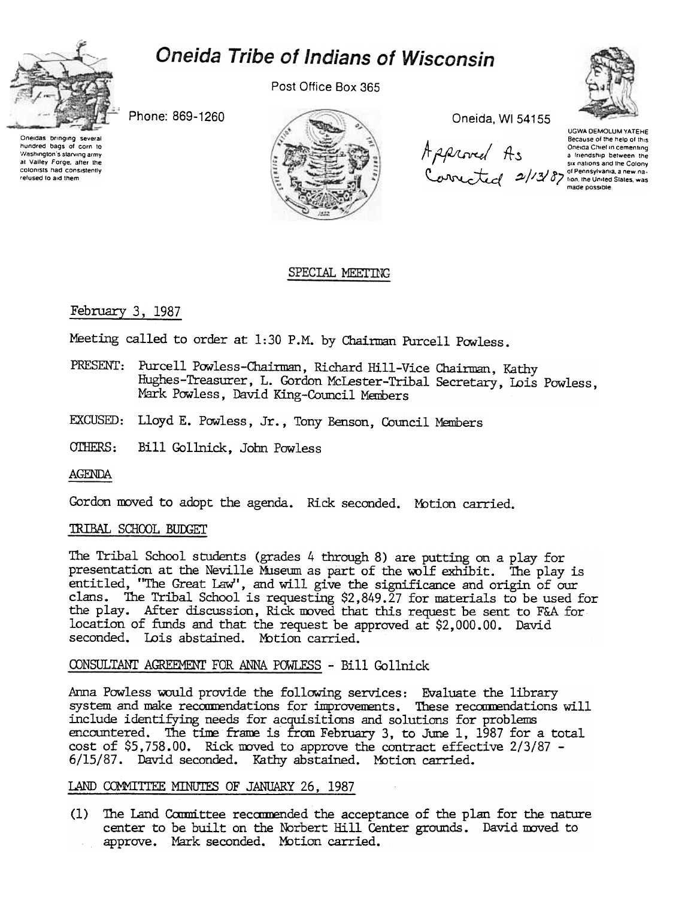# Oneida Tribe of Indians of Wisconsin

Oneidas bringing several hundred bags of corn to Washington's starving army at Valley Forge, after the colonists had consistently refused to aid them

Phone: 869-1260

Post Office Box 365

Oneida, WI 54155

UGWA DEMOLUM YATEHE
Because of the help of this Oneida Chief in cementing a friendship between the six nations and the Colony of Pennsylvania, a new nation, the United States, was made possible.

Approved As Corrected 2/13/87

## SPECIAL MEETING

February 3, 1987

Meeting called to order at 1:30 P.M. by Chairman Purcell Powless.

PRESENT: Purcell Powless-Chairman, Richard Hill-Vice Chairman, Kathy Hughes-Treasurer, L. Gordon McLester-Tribal Secretary, Lois Powless, Mark Powless, David King-Council Members

EXCUSED: Lloyd E. Powless, Jr., Tony Benson, Council Members

OTHERS: Bill Gollnick, John Powless

### AGENDA

Gordon moved to adopt the agenda. Rick seconded. Motion carried.

### TRIBAL SCHOOL BUDGET

The Tribal School students (grades 4 through 8) are putting on a play for presentation at the Neville Museum as part of the wolf exhibit. The play is entitled, "The Great Law", and will give the significance and origin of our clans. The Tribal School is requesting $2,849.27 for materials to be used for the play. After discussion, Rick moved that this request be sent to F&A for location of funds and that the request be approved at $2,000.00. David seconded. Lois abstained. Motion carried.

### CONSULTANT AGREEMENT FOR ANNA POWLESS - Bill Gollnick

Anna Powless would provide the following services: Evaluate the library system and make recommendations for improvements. These recommendations will include identifying needs for acquisitions and solutions for problems encountered. The time frame is from February 3, to June 1, 1987 for a total cost of $5,758.00. Rick moved to approve the contract effective 2/3/87 - 6/15/87. David seconded. Kathy abstained. Motion carried.

### LAND COMMITTEE MINUTES OF JANUARY 26, 1987

(1) The Land Committee recommended the acceptance of the plan for the nature center to be built on the Norbert Hill Center grounds. David moved to approve. Mark seconded. Motion carried.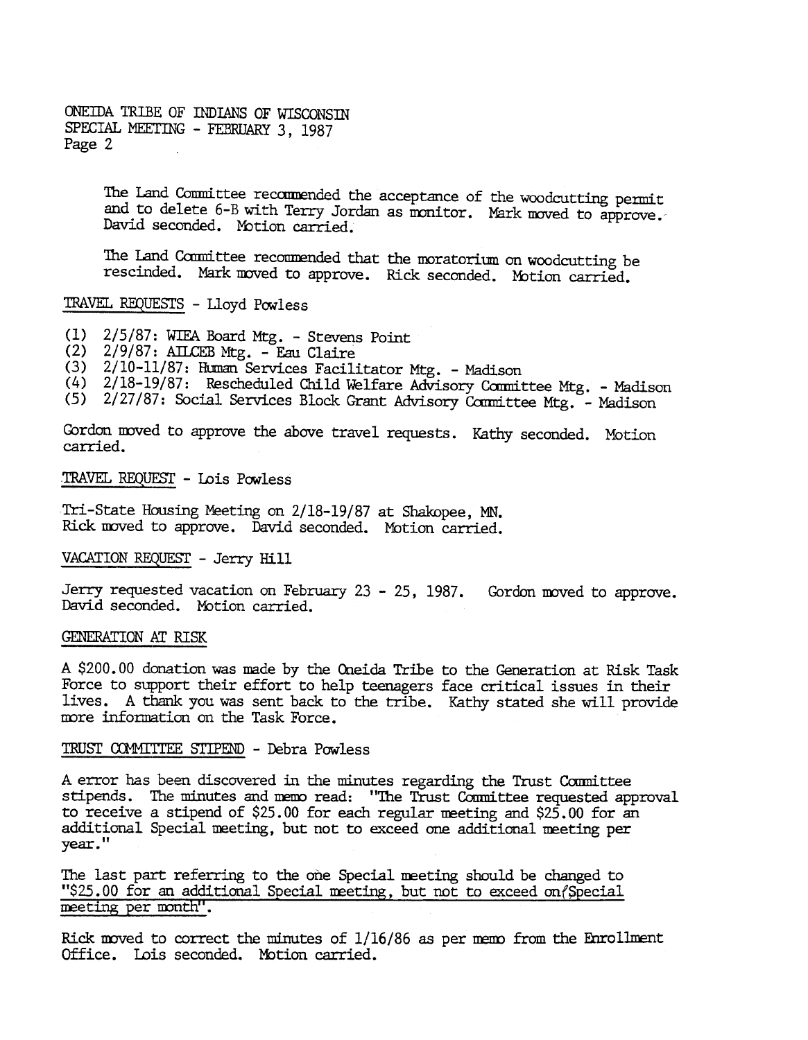The Land Committee recommended the acceptance of the woodcutting permit and to delete 6-B with Terry Jordan as monitor. Mark moved to approve. David seconded. Motion carried.

The Land Committee recommended that the moratorium on woodcutting be rescinded. Mark moved to approve. Rick seconded. Motion carried.

TRAVEL REQUESTS - Lloyd Powless

(1) 2/5/87: WIEA Board Mtg. - Stevens Point
(2) 2/9/87: AILCEB Mtg. - Eau Claire
(3) 2/10-11/87: Human Services Facilitator Mtg. - Madison
(4) 2/18-19/87: Rescheduled Child Welfare Advisory Committee Mtg. - Madison
(5) 2/27/87: Social Services Block Grant Advisory Committee Mtg. - Madison

Gordon moved to approve the above travel requests. Kathy seconded. Motion carried.

TRAVEL REQUEST - Lois Powless

Tri-State Housing Meeting on 2/18-19/87 at Shakopee, MN.
Rick moved to approve. David seconded. Motion carried.

VACATION REQUEST - Jerry Hill

Jerry requested vacation on February 23 - 25, 1987. Gordon moved to approve. David seconded. Motion carried.

GENERATION AT RISK

A $200.00 donation was made by the Oneida Tribe to the Generation at Risk Task Force to support their effort to help teenagers face critical issues in their lives. A thank you was sent back to the tribe. Kathy stated she will provide more information on the Task Force.

TRUST COMMITTEE STIPEND - Debra Powless

A error has been discovered in the minutes regarding the Trust Committee stipends. The minutes and memo read: "The Trust Committee requested approval to receive a stipend of $25.00 for each regular meeting and $25.00 for an additional Special meeting, but not to exceed one additional meeting per year."

The last part referring to the one Special meeting should be changed to "$25.00 for an additional Special meeting, but not to exceed one Special meeting per month".

Rick moved to correct the minutes of 1/16/86 as per memo from the Enrollment Office. Lois seconded. Motion carried.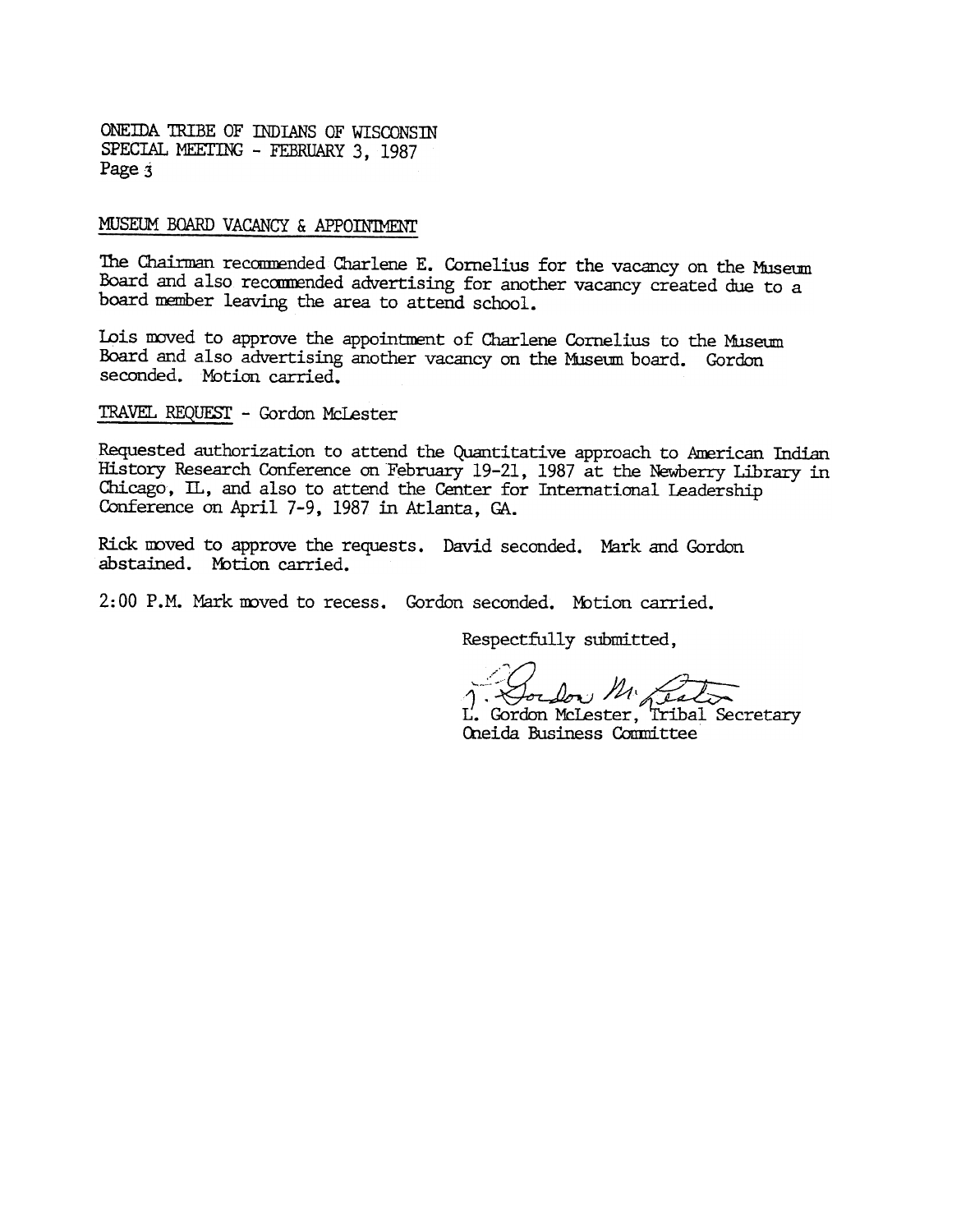ONEIDA TRIBE OF INDIANS OF WISCONSIN
SPECIAL MEETING - FEBRUARY 3, 1987

MUSEUM BOARD VACANCY & APPOINTMENT

The Chairman recommended Charlene E. Cornelius for the vacancy on the Museum Board and also recommended advertising for another vacancy created due to a board member leaving the area to attend school.

Lois moved to approve the appointment of Charlene Cornelius to the Museum Board and also advertising another vacancy on the Museum board. Gordon seconded. Motion carried.

TRAVEL REQUEST - Gordon McLester

Requested authorization to attend the Quantitative approach to American Indian History Research Conference on February 19-21, 1987 at the Newberry Library in Chicago, IL, and also to attend the Center for International Leadership Conference on April 7-9, 1987 in Atlanta, GA.

Rick moved to approve the requests. David seconded. Mark and Gordon abstained. Motion carried.

2:00 P.M. Mark moved to recess. Gordon seconded. Motion carried.

Respectfully submitted,

L. Gordon McLester, Tribal Secretary
Oneida Business Committee